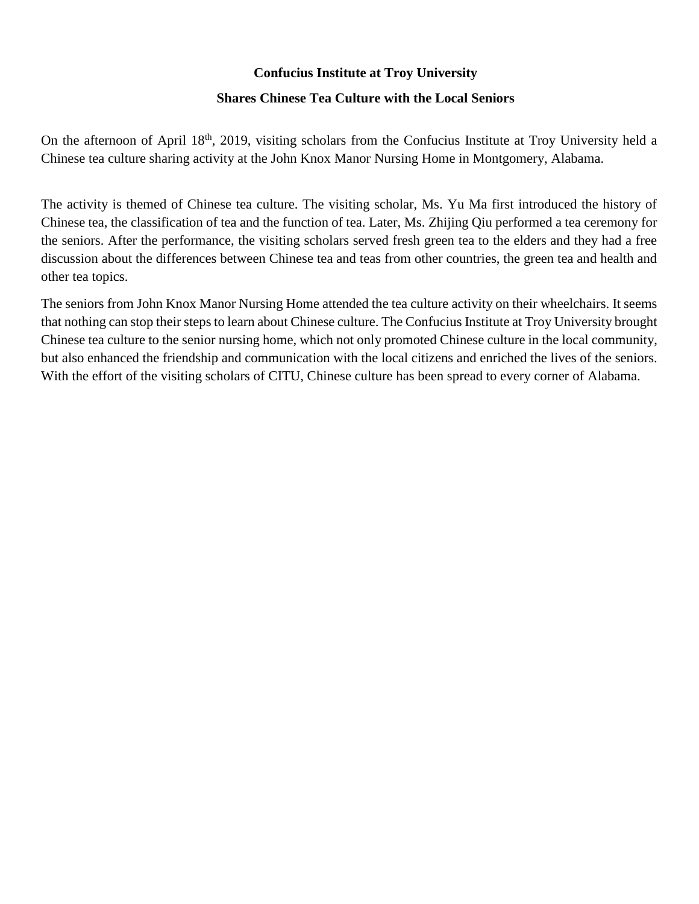**Confucius Institute at Troy University**

**Shares Chinese Tea Culture with the Local Seniors**

On the afternoon of April 18th, 2019, visiting scholars from the Confucius Institute at Troy University held a Chinese tea culture sharing activity at the John Knox Manor Nursing Home in Montgomery, Alabama.

The activity is themed of Chinese tea culture. The visiting scholar, Ms. Yu Ma first introduced the history of Chinese tea, the classification of tea and the function of tea. Later, Ms. Zhijing Qiu performed a tea ceremony for the seniors. After the performance, the visiting scholars served fresh green tea to the elders and they had a free discussion about the differences between Chinese tea and teas from other countries, the green tea and health and other tea topics.

The seniors from John Knox Manor Nursing Home attended the tea culture activity on their wheelchairs. It seems that nothing can stop their steps to learn about Chinese culture. The Confucius Institute at Troy University brought Chinese tea culture to the senior nursing home, which not only promoted Chinese culture in the local community, but also enhanced the friendship and communication with the local citizens and enriched the lives of the seniors. With the effort of the visiting scholars of CITU, Chinese culture has been spread to every corner of Alabama.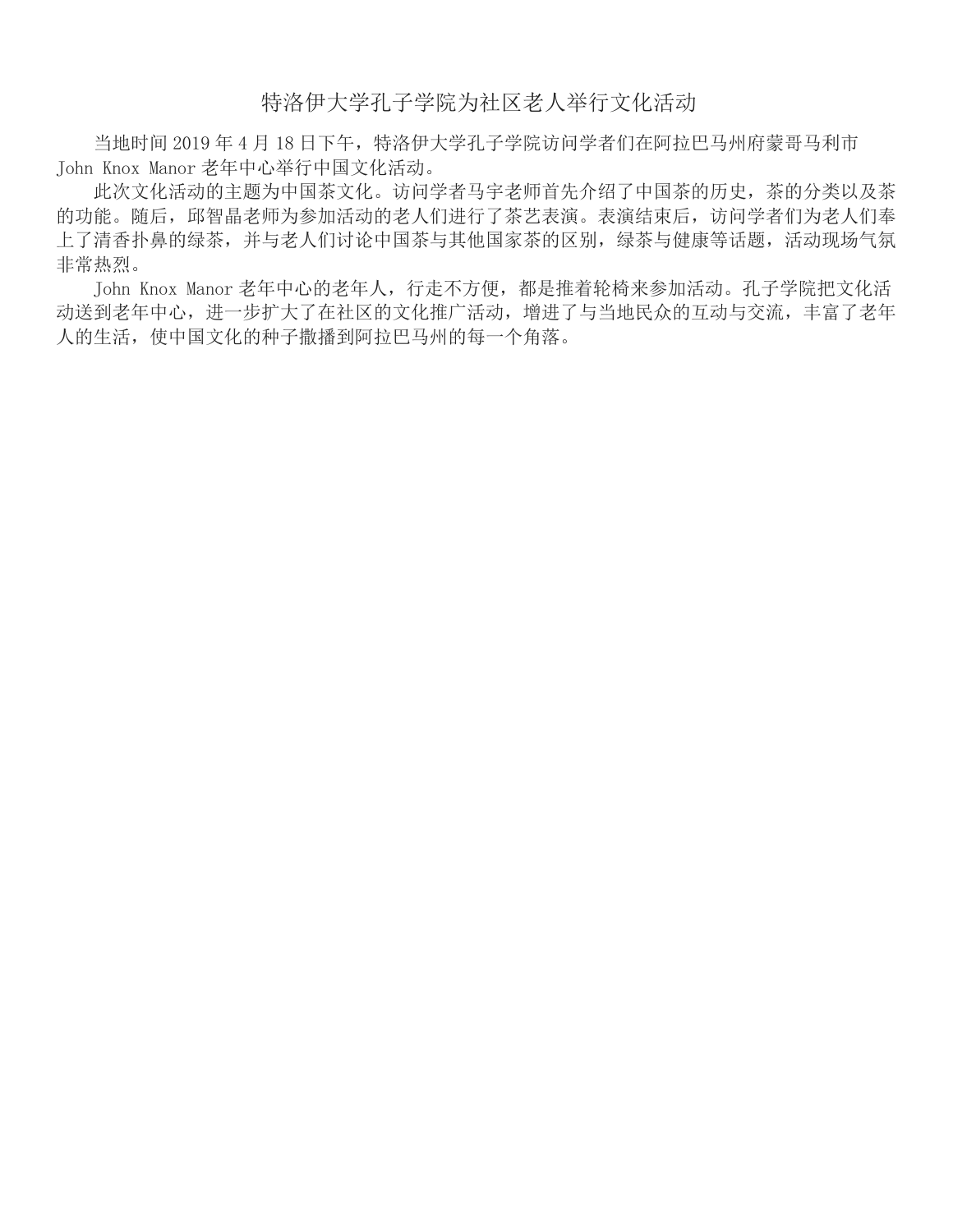# 特洛伊大学孔子学院为社区老人举行文化活动

当地时间 2019 年 4 月 18 日下午，特洛伊大学孔子学院访问学者们在阿拉巴马州府蒙哥马利市 John Knox Manor 老年中心举行中国文化活动。

此次文化活动的主题为中国茶文化。访问学者马宇老师首先介绍了中国茶的历史，茶的分类以及茶的功能。随后，邱智晶老师为参加活动的老人们进行了茶艺表演。表演结束后，访问学者们为老人们奉上了清香扑鼻的绿茶，并与老人们讨论中国茶与其他国家茶的区别，绿茶与健康等话题，活动现场气氛非常热烈。

John Knox Manor 老年中心的老年人，行走不方便，都是推着轮椅来参加活动。孔子学院把文化活动送到老年中心，进一步扩大了在社区的文化推广活动，增进了与当地民众的互动与交流，丰富了老年人的生活，使中国文化的种子撒播到阿拉巴马州的每一个角落。